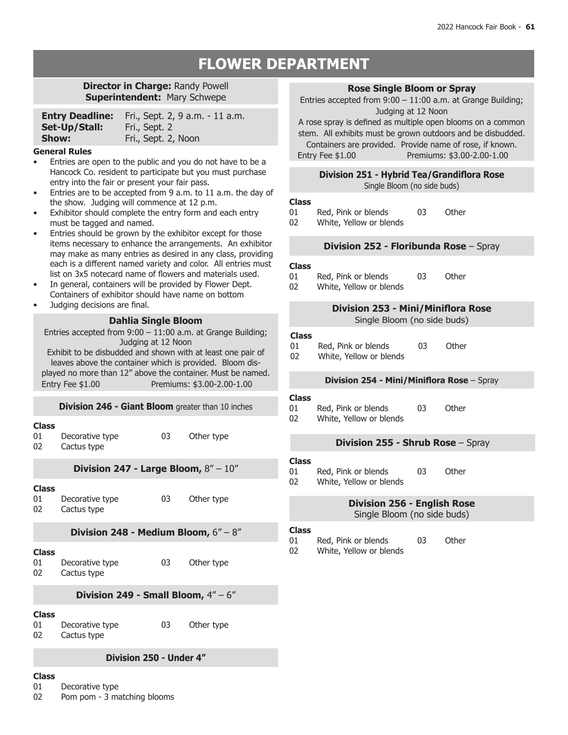# FLOWER DEPARTMENT

**Director in Charge:** Randy Powell
**Superintendent:** Mary Schwepe

| | |
|---|---|
| **Entry Deadline:** | Fri., Sept. 2, 9 a.m. - 11 a.m. |
| **Set-Up/Stall:** | Fri., Sept. 2 |
| **Show:** | Fri., Sept. 2, Noon |

**General Rules**

- Entries are open to the public and you do not have to be a Hancock Co. resident to participate but you must purchase entry into the fair or present your fair pass.
- Entries are to be accepted from 9 a.m. to 11 a.m. the day of the show. Judging will commence at 12 p.m.
- Exhibitor should complete the entry form and each entry must be tagged and named.
- Entries should be grown by the exhibitor except for those items necessary to enhance the arrangements. An exhibitor may make as many entries as desired in any class, providing each is a different named variety and color. All entries must list on 3x5 notecard name of flowers and materials used.
- In general, containers will be provided by Flower Dept. Containers of exhibitor should have name on bottom
- Judging decisions are final.

## Dahlia Single Bloom

Entries accepted from 9:00 – 11:00 a.m. at Grange Building; Judging at 12 Noon

Exhibit to be disbudded and shown with at least one pair of leaves above the container which is provided. Bloom displayed no more than 12" above the container. Must be named.

Entry Fee $1.00 Premiums: $3.00-2.00-1.00

### Division 246 - Giant Bloom greater than 10 inches

**Class**
01 Decorative type
02 Cactus type
03 Other type

### Division 247 - Large Bloom, 8" – 10"

**Class**
01 Decorative type
02 Cactus type
03 Other type

### Division 248 - Medium Bloom, 6" – 8"

**Class**
01 Decorative type
02 Cactus type
03 Other type

### Division 249 - Small Bloom, 4" – 6"

**Class**
01 Decorative type
02 Cactus type
03 Other type

### Division 250 - Under 4"

**Class**
01 Decorative type
02 Pom pom - 3 matching blooms

## Rose Single Bloom or Spray

Entries accepted from 9:00 – 11:00 a.m. at Grange Building; Judging at 12 Noon

A rose spray is defined as multiple open blooms on a common stem. All exhibits must be grown outdoors and be disbudded. Containers are provided. Provide name of rose, if known.

Entry Fee $1.00 Premiums: $3.00-2.00-1.00

### Division 251 - Hybrid Tea/Grandiflora Rose

Single Bloom (no side buds)

**Class**
01 Red, Pink or blends
02 White, Yellow or blends
03 Other

### Division 252 - Floribunda Rose – Spray

**Class**
01 Red, Pink or blends
02 White, Yellow or blends
03 Other

### Division 253 - Mini/Miniflora Rose

Single Bloom (no side buds)

**Class**
01 Red, Pink or blends
02 White, Yellow or blends
03 Other

### Division 254 - Mini/Miniflora Rose – Spray

**Class**
01 Red, Pink or blends
02 White, Yellow or blends
03 Other

### Division 255 - Shrub Rose – Spray

**Class**
01 Red, Pink or blends
02 White, Yellow or blends
03 Other

### Division 256 - English Rose

Single Bloom (no side buds)

**Class**
01 Red, Pink or blends
02 White, Yellow or blends
03 Other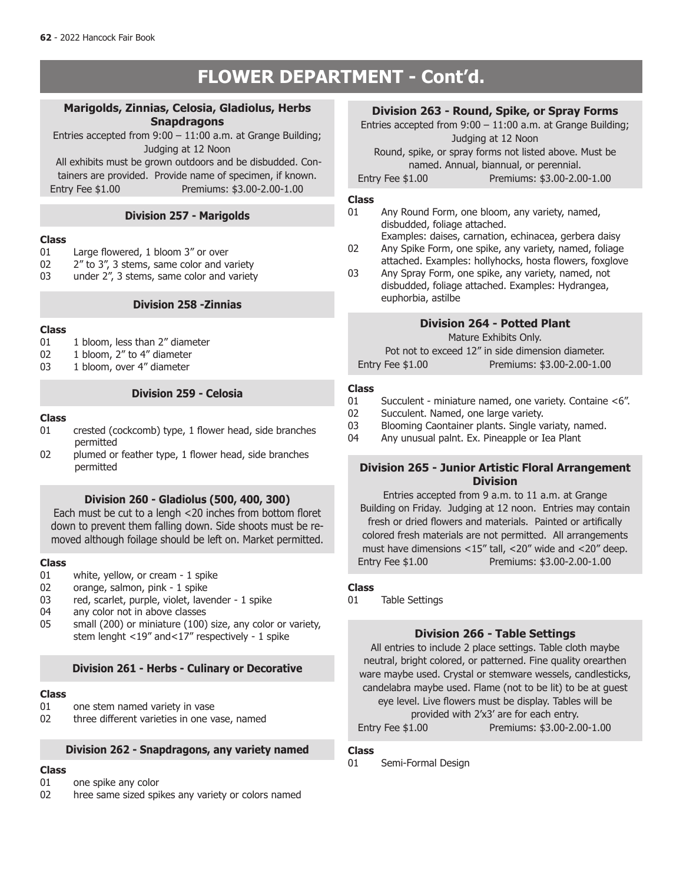# FLOWER DEPARTMENT - Cont'd.

## Marigolds, Zinnias, Celosia, Gladiolus, Herbs Snapdragons

Entries accepted from 9:00 – 11:00 a.m. at Grange Building; Judging at 12 Noon

All exhibits must be grown outdoors and be disbudded. Containers are provided. Provide name of specimen, if known.

Entry Fee $1.00 Premiums: $3.00-2.00-1.00

### Division 257 - Marigolds

**Class**

01 Large flowered, 1 bloom 3" or over
02 2" to 3", 3 stems, same color and variety
03 under 2", 3 stems, same color and variety

### Division 258 -Zinnias

**Class**

01 1 bloom, less than 2" diameter
02 1 bloom, 2" to 4" diameter
03 1 bloom, over 4" diameter

### Division 259 - Celosia

**Class**

01 crested (cockcomb) type, 1 flower head, side branches permitted
02 plumed or feather type, 1 flower head, side branches permitted

### Division 260 - Gladiolus (500, 400, 300)

Each must be cut to a lengh <20 inches from bottom floret down to prevent them falling down. Side shoots must be removed although foilage should be left on. Market permitted.

**Class**

01 white, yellow, or cream - 1 spike
02 orange, salmon, pink - 1 spike
03 red, scarlet, purple, violet, lavender - 1 spike
04 any color not in above classes
05 small (200) or miniature (100) size, any color or variety, stem lenght <19" and<17" respectively - 1 spike

### Division 261 - Herbs - Culinary or Decorative

**Class**

01 one stem named variety in vase
02 three different varieties in one vase, named

### Division 262 - Snapdragons, any variety named

**Class**

01 one spike any color
02 hree same sized spikes any variety or colors named

### Division 263 - Round, Spike, or Spray Forms

Entries accepted from 9:00 – 11:00 a.m. at Grange Building; Judging at 12 Noon

Round, spike, or spray forms not listed above. Must be named. Annual, biannual, or perennial.

Entry Fee $1.00 Premiums: $3.00-2.00-1.00

**Class**

01 Any Round Form, one bloom, any variety, named, disbudded, foliage attached. Examples: daises, carnation, echinacea, gerbera daisy
02 Any Spike Form, one spike, any variety, named, foliage attached. Examples: hollyhocks, hosta flowers, foxglove
03 Any Spray Form, one spike, any variety, named, not disbudded, foliage attached. Examples: Hydrangea, euphorbia, astilbe

### Division 264 - Potted Plant

Mature Exhibits Only.

Pot not to exceed 12" in side dimension diameter.

Entry Fee $1.00 Premiums: $3.00-2.00-1.00

**Class**

01 Succulent - miniature named, one variety. Containe <6".
02 Succulent. Named, one large variety.
03 Blooming Caontainer plants. Single variaty, named.
04 Any unusual palnt. Ex. Pineapple or Iea Plant

### Division 265 - Junior Artistic Floral Arrangement Division

Entries accepted from 9 a.m. to 11 a.m. at Grange Building on Friday. Judging at 12 noon. Entries may contain fresh or dried flowers and materials. Painted or artifically colored fresh materials are not permitted. All arrangements must have dimensions <15" tall, <20" wide and <20" deep.

Entry Fee $1.00 Premiums: $3.00-2.00-1.00

**Class**

01 Table Settings

### Division 266 - Table Settings

All entries to include 2 place settings. Table cloth maybe neutral, bright colored, or patterned. Fine quality orearthen ware maybe used. Crystal or stemware wessels, candlesticks, candelabra maybe used. Flame (not to be lit) to be at guest eye level. Live flowers must be display. Tables will be provided with 2'x3' are for each entry.

Entry Fee $1.00 Premiums: $3.00-2.00-1.00

**Class**

01 Semi-Formal Design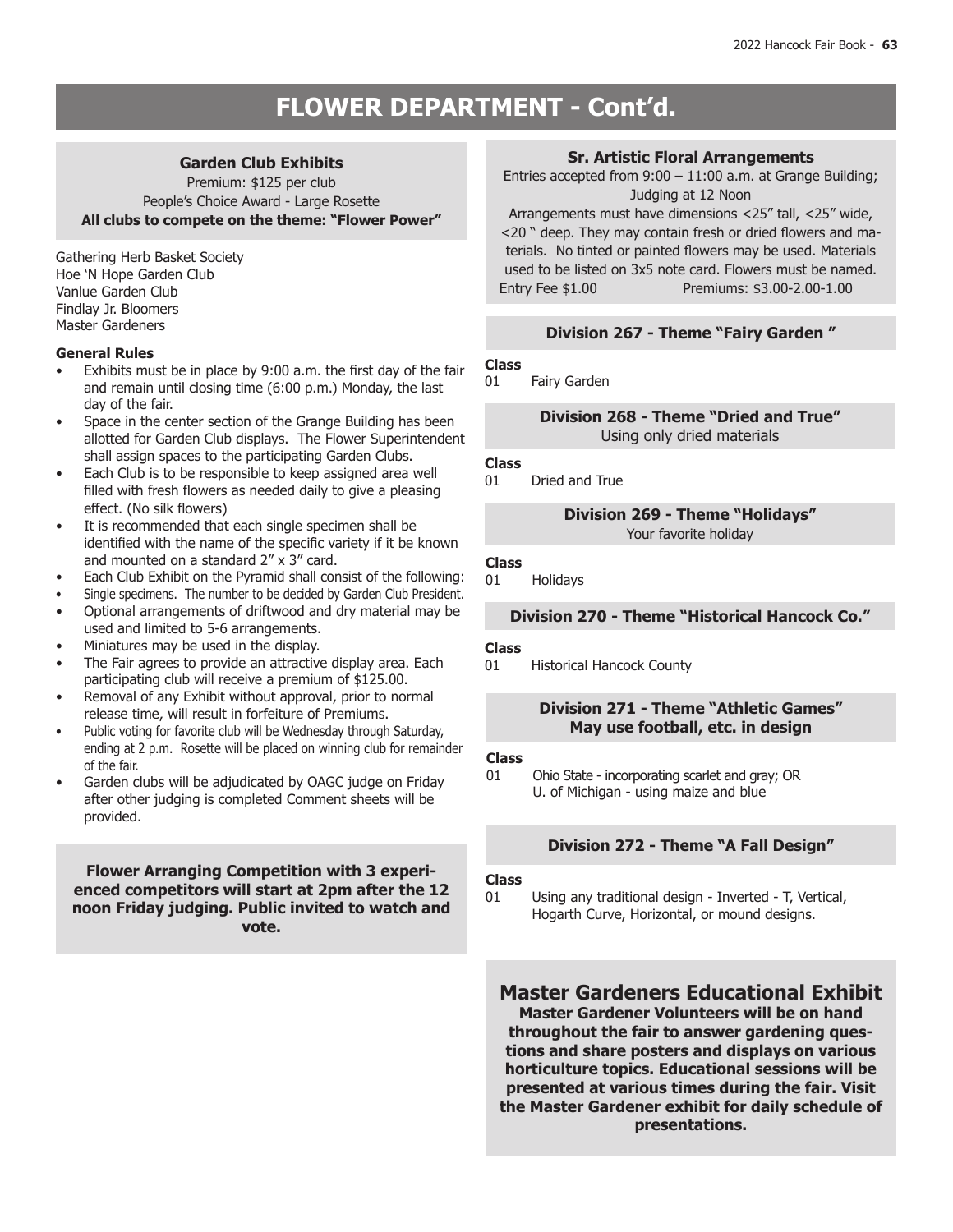# FLOWER DEPARTMENT - Cont'd.

### Garden Club Exhibits

Premium: $125 per club

People's Choice Award - Large Rosette

**All clubs to compete on the theme: "Flower Power"**

Gathering Herb Basket Society
Hoe 'N Hope Garden Club
Vanlue Garden Club
Findlay Jr. Bloomers
Master Gardeners

**General Rules**

- Exhibits must be in place by 9:00 a.m. the first day of the fair and remain until closing time (6:00 p.m.) Monday, the last day of the fair.
- Space in the center section of the Grange Building has been allotted for Garden Club displays. The Flower Superintendent shall assign spaces to the participating Garden Clubs.
- Each Club is to be responsible to keep assigned area well filled with fresh flowers as needed daily to give a pleasing effect. (No silk flowers)
- It is recommended that each single specimen shall be identified with the name of the specific variety if it be known and mounted on a standard 2" x 3" card.
- Each Club Exhibit on the Pyramid shall consist of the following:
- Single specimens. The number to be decided by Garden Club President.
- Optional arrangements of driftwood and dry material may be used and limited to 5-6 arrangements.
- Miniatures may be used in the display.
- The Fair agrees to provide an attractive display area. Each participating club will receive a premium of $125.00.
- Removal of any Exhibit without approval, prior to normal release time, will result in forfeiture of Premiums.
- Public voting for favorite club will be Wednesday through Saturday, ending at 2 p.m. Rosette will be placed on winning club for remainder of the fair.
- Garden clubs will be adjudicated by OAGC judge on Friday after other judging is completed Comment sheets will be provided.

**Flower Arranging Competition with 3 experienced competitors will start at 2pm after the 12 noon Friday judging. Public invited to watch and vote.**

### Sr. Artistic Floral Arrangements

Entries accepted from 9:00 – 11:00 a.m. at Grange Building; Judging at 12 Noon

Arrangements must have dimensions <25" tall, <25" wide, <20 " deep. They may contain fresh or dried flowers and materials. No tinted or painted flowers may be used. Materials used to be listed on 3x5 note card. Flowers must be named.

Entry Fee $1.00 Premiums: $3.00-2.00-1.00

### Division 267 - Theme "Fairy Garden "

**Class**

01 Fairy Garden

### Division 268 - Theme "Dried and True"

Using only dried materials

**Class**

01 Dried and True

### Division 269 - Theme "Holidays"

Your favorite holiday

**Class**

01 Holidays

### Division 270 - Theme "Historical Hancock Co."

**Class**

01 Historical Hancock County

### Division 271 - Theme "Athletic Games" May use football, etc. in design

**Class**

01 Ohio State - incorporating scarlet and gray; OR
U. of Michigan - using maize and blue

### Division 272 - Theme "A Fall Design"

**Class**

01 Using any traditional design - Inverted - T, Vertical, Hogarth Curve, Horizontal, or mound designs.

## Master Gardeners Educational Exhibit

**Master Gardener Volunteers will be on hand throughout the fair to answer gardening questions and share posters and displays on various horticulture topics. Educational sessions will be presented at various times during the fair. Visit the Master Gardener exhibit for daily schedule of presentations.**